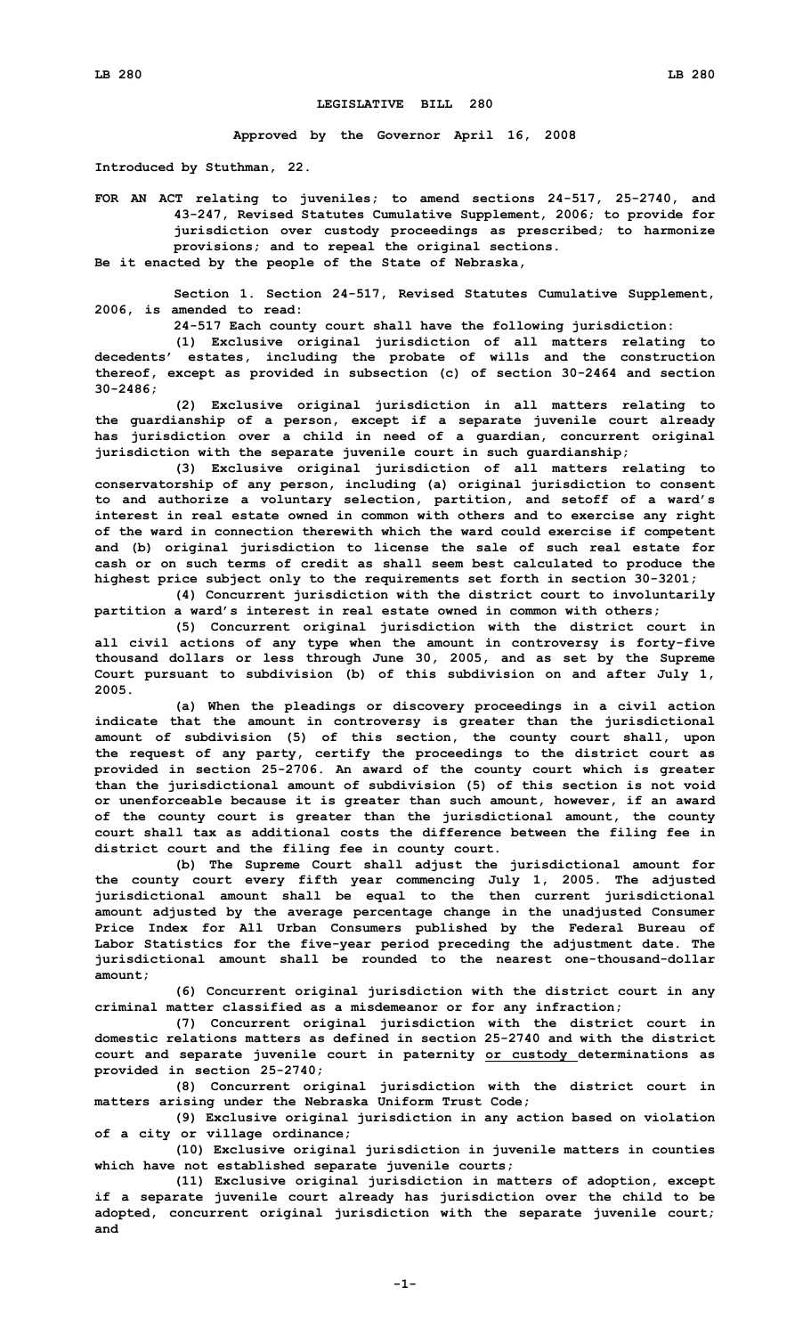# LEGISLATIVE BILL 280

**Approved by the Governor April 16, 2008**

**Introduced by Stuthman, 22.**

**FOR AN ACT relating to juveniles; to amend sections 24-517, 25-2740, and 43-247, Revised Statutes Cumulative Supplement, 2006; to provide for jurisdiction over custody proceedings as prescribed; to harmonize provisions; and to repeal the original sections.**

**Be it enacted by the people of the State of Nebraska,**

**Section 1. Section 24-517, Revised Statutes Cumulative Supplement, 2006, is amended to read:**

**24-517 Each county court shall have the following jurisdiction:**

**(1) Exclusive original jurisdiction of all matters relating to decedents' estates, including the probate of wills and the construction thereof, except as provided in subsection (c) of section 30-2464 and section 30-2486;**

**(2) Exclusive original jurisdiction in all matters relating to the guardianship of a person, except if a separate juvenile court already has jurisdiction over a child in need of a guardian, concurrent original jurisdiction with the separate juvenile court in such guardianship;**

**(3) Exclusive original jurisdiction of all matters relating to conservatorship of any person, including (a) original jurisdiction to consent to and authorize a voluntary selection, partition, and setoff of a ward's interest in real estate owned in common with others and to exercise any right of the ward in connection therewith which the ward could exercise if competent and (b) original jurisdiction to license the sale of such real estate for cash or on such terms of credit as shall seem best calculated to produce the highest price subject only to the requirements set forth in section 30-3201;**

**(4) Concurrent jurisdiction with the district court to involuntarily partition a ward's interest in real estate owned in common with others;**

**(5) Concurrent original jurisdiction with the district court in all civil actions of any type when the amount in controversy is forty-five thousand dollars or less through June 30, 2005, and as set by the Supreme Court pursuant to subdivision (b) of this subdivision on and after July 1, 2005.**

**(a) When the pleadings or discovery proceedings in a civil action indicate that the amount in controversy is greater than the jurisdictional amount of subdivision (5) of this section, the county court shall, upon the request of any party, certify the proceedings to the district court as provided in section 25-2706. An award of the county court which is greater than the jurisdictional amount of subdivision (5) of this section is not void or unenforceable because it is greater than such amount, however, if an award of the county court is greater than the jurisdictional amount, the county court shall tax as additional costs the difference between the filing fee in district court and the filing fee in county court.**

**(b) The Supreme Court shall adjust the jurisdictional amount for the county court every fifth year commencing July 1, 2005. The adjusted jurisdictional amount shall be equal to the then current jurisdictional amount adjusted by the average percentage change in the unadjusted Consumer Price Index for All Urban Consumers published by the Federal Bureau of Labor Statistics for the five-year period preceding the adjustment date. The jurisdictional amount shall be rounded to the nearest one-thousand-dollar amount;**

**(6) Concurrent original jurisdiction with the district court in any criminal matter classified as a misdemeanor or for any infraction;**

**(7) Concurrent original jurisdiction with the district court in domestic relations matters as defined in section 25-2740 and with the district court and separate juvenile court in paternity or custody determinations as provided in section 25-2740;**

**(8) Concurrent original jurisdiction with the district court in matters arising under the Nebraska Uniform Trust Code;**

**(9) Exclusive original jurisdiction in any action based on violation of a city or village ordinance;**

**(10) Exclusive original jurisdiction in juvenile matters in counties which have not established separate juvenile courts;**

**(11) Exclusive original jurisdiction in matters of adoption, except if a separate juvenile court already has jurisdiction over the child to be adopted, concurrent original jurisdiction with the separate juvenile court; and**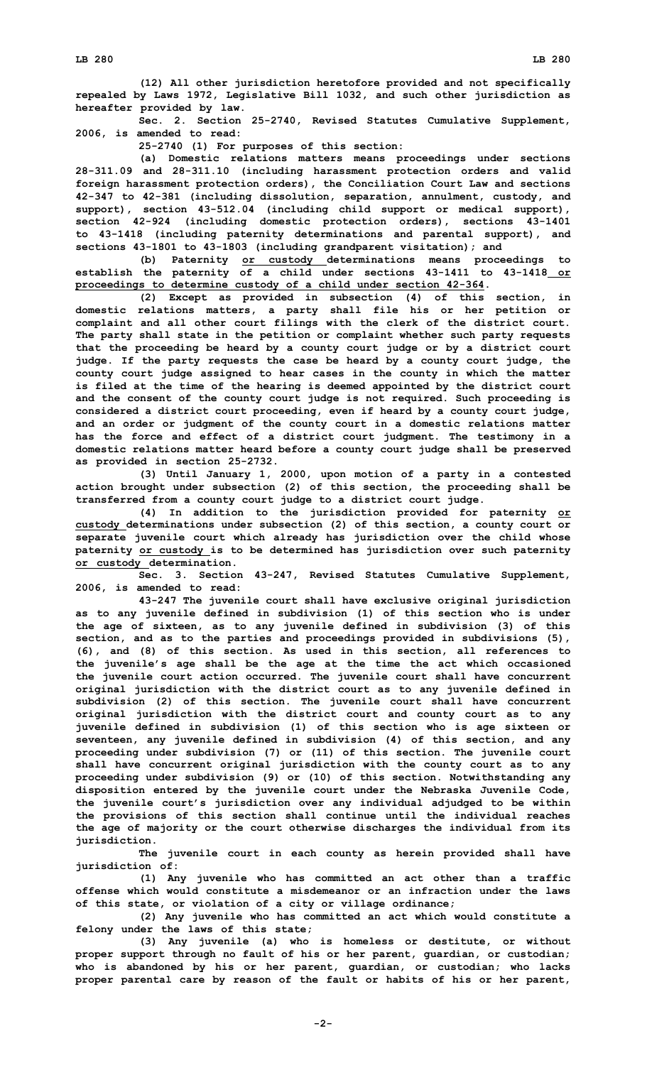(12) All other jurisdiction heretofore provided and not specifically repealed by Laws 1972, Legislative Bill 1032, and such other jurisdiction as hereafter provided by law.

Sec. 2. Section 25-2740, Revised Statutes Cumulative Supplement, 2006, is amended to read:

25-2740 (1) For purposes of this section:

(a) Domestic relations matters means proceedings under sections 28-311.09 and 28-311.10 (including harassment protection orders and valid foreign harassment protection orders), the Conciliation Court Law and sections 42-347 to 42-381 (including dissolution, separation, annulment, custody, and support), section 43-512.04 (including child support or medical support), section 42-924 (including domestic protection orders), sections 43-1401 to 43-1418 (including paternity determinations and parental support), and sections 43-1801 to 43-1803 (including grandparent visitation); and

(b) Paternity or custody determinations means proceedings to establish the paternity of a child under sections 43-1411 to 43-1418 or proceedings to determine custody of a child under section 42-364.

(2) Except as provided in subsection (4) of this section, in domestic relations matters, a party shall file his or her petition or complaint and all other court filings with the clerk of the district court. The party shall state in the petition or complaint whether such party requests that the proceeding be heard by a county court judge or by a district court judge. If the party requests the case be heard by a county court judge, the county court judge assigned to hear cases in the county in which the matter is filed at the time of the hearing is deemed appointed by the district court and the consent of the county court judge is not required. Such proceeding is considered a district court proceeding, even if heard by a county court judge, and an order or judgment of the county court in a domestic relations matter has the force and effect of a district court judgment. The testimony in a domestic relations matter heard before a county court judge shall be preserved as provided in section 25-2732.

(3) Until January 1, 2000, upon motion of a party in a contested action brought under subsection (2) of this section, the proceeding shall be transferred from a county court judge to a district court judge.

(4) In addition to the jurisdiction provided for paternity or custody determinations under subsection (2) of this section, a county court or separate juvenile court which already has jurisdiction over the child whose paternity or custody is to be determined has jurisdiction over such paternity or custody determination.

Sec. 3. Section 43-247, Revised Statutes Cumulative Supplement, 2006, is amended to read:

43-247 The juvenile court shall have exclusive original jurisdiction as to any juvenile defined in subdivision (1) of this section who is under the age of sixteen, as to any juvenile defined in subdivision (3) of this section, and as to the parties and proceedings provided in subdivisions (5), (6), and (8) of this section. As used in this section, all references to the juvenile's age shall be the age at the time the act which occasioned the juvenile court action occurred. The juvenile court shall have concurrent original jurisdiction with the district court as to any juvenile defined in subdivision (2) of this section. The juvenile court shall have concurrent original jurisdiction with the district court and county court as to any juvenile defined in subdivision (1) of this section who is age sixteen or seventeen, any juvenile defined in subdivision (4) of this section, and any proceeding under subdivision (7) or (11) of this section. The juvenile court shall have concurrent original jurisdiction with the county court as to any proceeding under subdivision (9) or (10) of this section. Notwithstanding any disposition entered by the juvenile court under the Nebraska Juvenile Code, the juvenile court's jurisdiction over any individual adjudged to be within the provisions of this section shall continue until the individual reaches the age of majority or the court otherwise discharges the individual from its jurisdiction.

The juvenile court in each county as herein provided shall have jurisdiction of:

(1) Any juvenile who has committed an act other than a traffic offense which would constitute a misdemeanor or an infraction under the laws of this state, or violation of a city or village ordinance;

(2) Any juvenile who has committed an act which would constitute a felony under the laws of this state;

(3) Any juvenile (a) who is homeless or destitute, or without proper support through no fault of his or her parent, guardian, or custodian; who is abandoned by his or her parent, guardian, or custodian; who lacks proper parental care by reason of the fault or habits of his or her parent,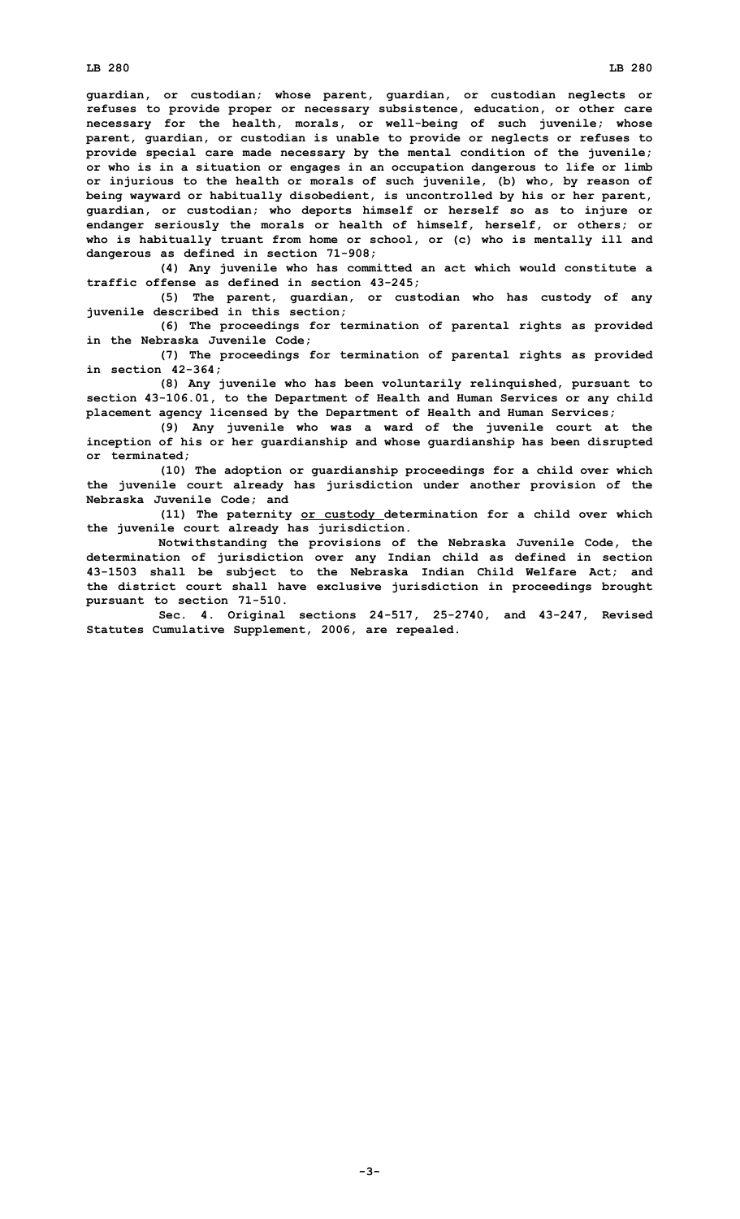guardian, or custodian; whose parent, guardian, or custodian neglects or refuses to provide proper or necessary subsistence, education, or other care necessary for the health, morals, or well-being of such juvenile; whose parent, guardian, or custodian is unable to provide or neglects or refuses to provide special care made necessary by the mental condition of the juvenile; or who is in a situation or engages in an occupation dangerous to life or limb or injurious to the health or morals of such juvenile, (b) who, by reason of being wayward or habitually disobedient, is uncontrolled by his or her parent, guardian, or custodian; who deports himself or herself so as to injure or endanger seriously the morals or health of himself, herself, or others; or who is habitually truant from home or school, or (c) who is mentally ill and dangerous as defined in section 71-908;

(4) Any juvenile who has committed an act which would constitute a traffic offense as defined in section 43-245;

(5) The parent, guardian, or custodian who has custody of any juvenile described in this section;

(6) The proceedings for termination of parental rights as provided in the Nebraska Juvenile Code;

(7) The proceedings for termination of parental rights as provided in section 42-364;

(8) Any juvenile who has been voluntarily relinquished, pursuant to section 43-106.01, to the Department of Health and Human Services or any child placement agency licensed by the Department of Health and Human Services;

(9) Any juvenile who was a ward of the juvenile court at the inception of his or her guardianship and whose guardianship has been disrupted or terminated;

(10) The adoption or guardianship proceedings for a child over which the juvenile court already has jurisdiction under another provision of the Nebraska Juvenile Code; and

(11) The paternity or custody determination for a child over which the juvenile court already has jurisdiction.

Notwithstanding the provisions of the Nebraska Juvenile Code, the determination of jurisdiction over any Indian child as defined in section 43-1503 shall be subject to the Nebraska Indian Child Welfare Act; and the district court shall have exclusive jurisdiction in proceedings brought pursuant to section 71-510.

Sec. 4. Original sections 24-517, 25-2740, and 43-247, Revised Statutes Cumulative Supplement, 2006, are repealed.